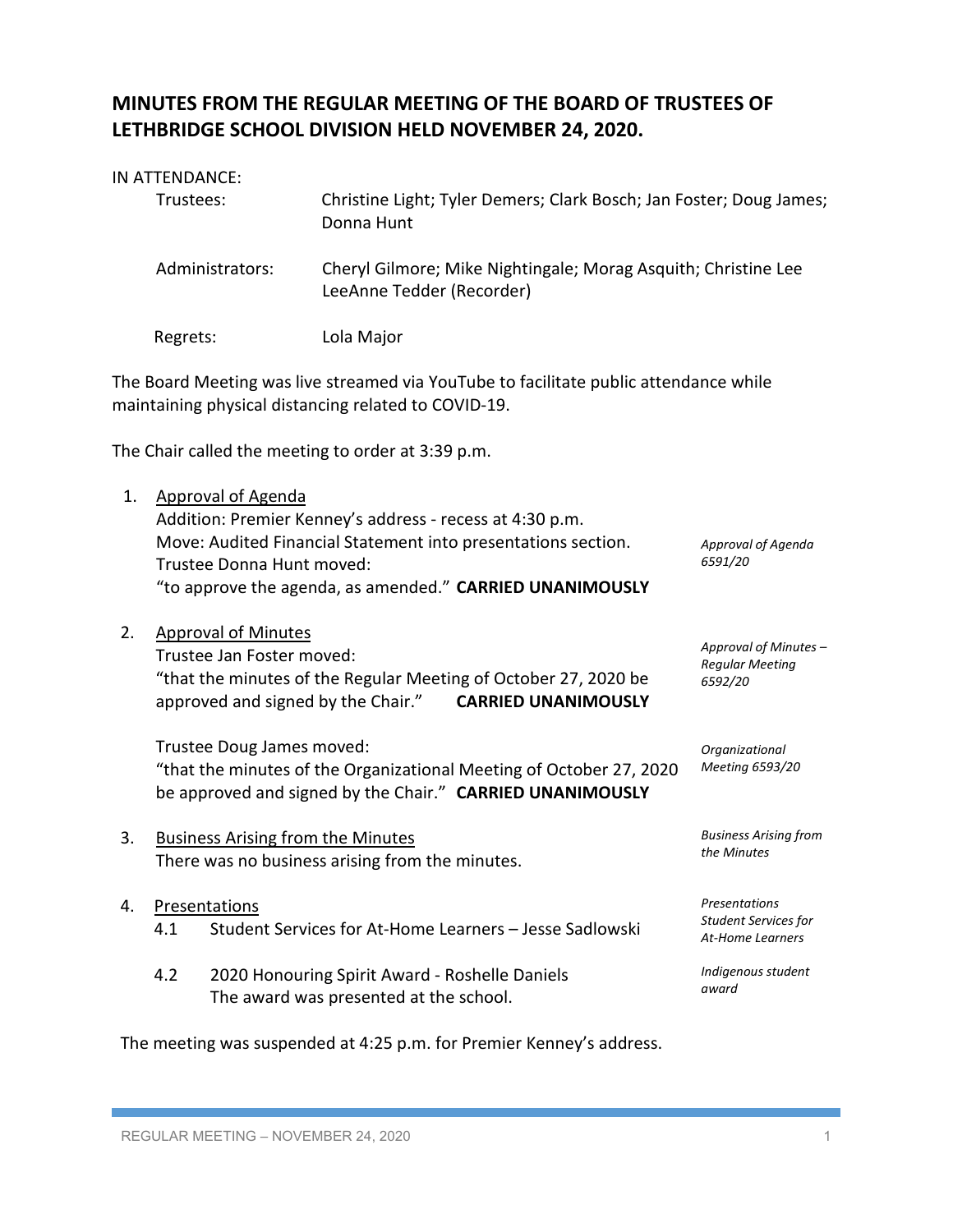# MINUTES FROM THE REGULAR MEETING OF THE BOARD OF TRUSTEES OF LETHBRIDGE SCHOOL DIVISION HELD NOVEMBER 24, 2020.

IN ATTENDANCE:

| | |
|---|---|
| Trustees: | Christine Light; Tyler Demers; Clark Bosch; Jan Foster; Doug James; Donna Hunt |
| Administrators: | Cheryl Gilmore; Mike Nightingale; Morag Asquith; Christine Lee LeeAnne Tedder (Recorder) |
| Regrets: | Lola Major |

The Board Meeting was live streamed via YouTube to facilitate public attendance while maintaining physical distancing related to COVID-19.

The Chair called the meeting to order at 3:39 p.m.

1. Approval of Agenda

   *Approval of Agenda 6591/20*

   Addition: Premier Kenney's address - recess at 4:30 p.m.
   Move: Audited Financial Statement into presentations section.
   Trustee Donna Hunt moved:
   "to approve the agenda, as amended." **CARRIED UNANIMOUSLY**

2. Approval of Minutes

   *Approval of Minutes – Regular Meeting 6592/20*

   Trustee Jan Foster moved:
   "that the minutes of the Regular Meeting of October 27, 2020 be approved and signed by the Chair." **CARRIED UNANIMOUSLY**

   *Organizational Meeting 6593/20*

   Trustee Doug James moved:
   "that the minutes of the Organizational Meeting of October 27, 2020 be approved and signed by the Chair." **CARRIED UNANIMOUSLY**

3. Business Arising from the Minutes

   *Business Arising from the Minutes*

   There was no business arising from the minutes.

4. Presentations

   *Presentations Student Services for At-Home Learners*

   4.1 Student Services for At-Home Learners – Jesse Sadlowski

   *Indigenous student award*

   4.2 2020 Honouring Spirit Award - Roshelle Daniels
   The award was presented at the school.

The meeting was suspended at 4:25 p.m. for Premier Kenney's address.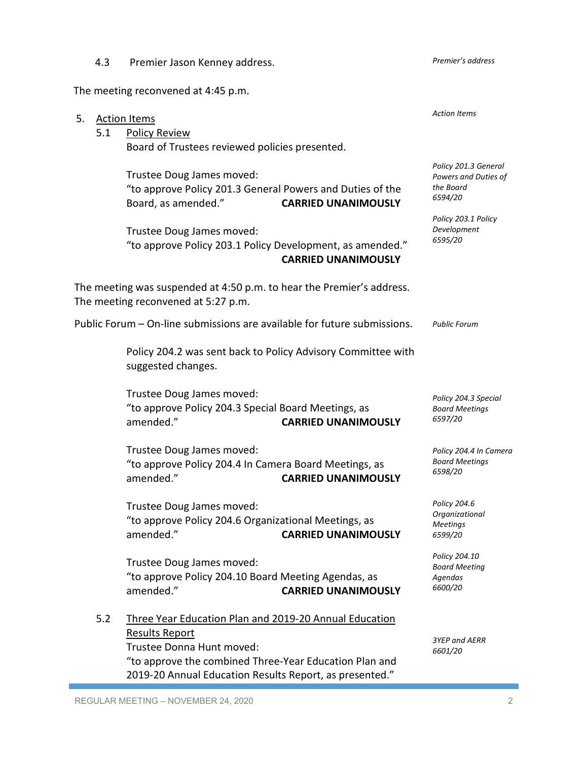4.3 Premier Jason Kenney address. *Premier's address*

The meeting reconvened at 4:45 p.m.

5. <u>Action Items</u> *Action Items*

5.1 <u>Policy Review</u>

Board of Trustees reviewed policies presented.

*Policy 201.3 General Powers and Duties of the Board 6594/20*

Trustee Doug James moved:
"to approve Policy 201.3 General Powers and Duties of the Board, as amended." **CARRIED UNANIMOUSLY**

*Policy 203.1 Policy Development 6595/20*

Trustee Doug James moved:
"to approve Policy 203.1 Policy Development, as amended." **CARRIED UNANIMOUSLY**

The meeting was suspended at 4:50 p.m. to hear the Premier's address.
The meeting reconvened at 5:27 p.m.

Public Forum – On-line submissions are available for future submissions. *Public Forum*

Policy 204.2 was sent back to Policy Advisory Committee with suggested changes.

*Policy 204.3 Special Board Meetings 6597/20*

Trustee Doug James moved:
"to approve Policy 204.3 Special Board Meetings, as amended." **CARRIED UNANIMOUSLY**

*Policy 204.4 In Camera Board Meetings 6598/20*

Trustee Doug James moved:
"to approve Policy 204.4 In Camera Board Meetings, as amended." **CARRIED UNANIMOUSLY**

*Policy 204.6 Organizational Meetings 6599/20*

Trustee Doug James moved:
"to approve Policy 204.6 Organizational Meetings, as amended." **CARRIED UNANIMOUSLY**

*Policy 204.10 Board Meeting Agendas 6600/20*

Trustee Doug James moved:
"to approve Policy 204.10 Board Meeting Agendas, as amended." **CARRIED UNANIMOUSLY**

5.2 <u>Three Year Education Plan and 2019-20 Annual Education Results Report</u>

*3YEP and AERR 6601/20*

Trustee Donna Hunt moved:
"to approve the combined Three-Year Education Plan and 2019-20 Annual Education Results Report, as presented."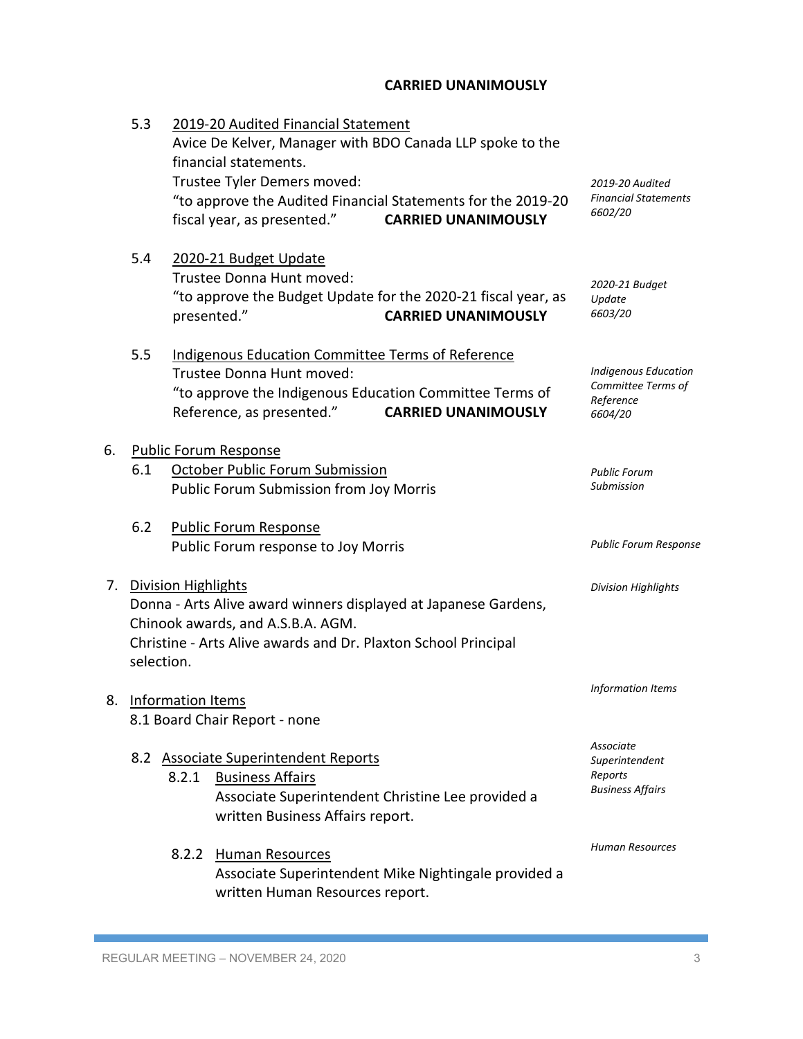**CARRIED UNANIMOUSLY**

5.3 <u>2019-20 Audited Financial Statement</u>

Avice De Kelver, Manager with BDO Canada LLP spoke to the financial statements.

Trustee Tyler Demers moved:

"to approve the Audited Financial Statements for the 2019-20 fiscal year, as presented." **CARRIED UNANIMOUSLY**

*2019-20 Audited Financial Statements 6602/20*

5.4 <u>2020-21 Budget Update</u>

Trustee Donna Hunt moved:

"to approve the Budget Update for the 2020-21 fiscal year, as presented." **CARRIED UNANIMOUSLY**

*2020-21 Budget Update 6603/20*

5.5 <u>Indigenous Education Committee Terms of Reference</u>

Trustee Donna Hunt moved:

"to approve the Indigenous Education Committee Terms of Reference, as presented." **CARRIED UNANIMOUSLY**

*Indigenous Education Committee Terms of Reference 6604/20*

6. <u>Public Forum Response</u>

6.1 <u>October Public Forum Submission</u>

Public Forum Submission from Joy Morris

*Public Forum Submission*

6.2 <u>Public Forum Response</u>

Public Forum response to Joy Morris

*Public Forum Response*

7. <u>Division Highlights</u>

Donna - Arts Alive award winners displayed at Japanese Gardens, Chinook awards, and A.S.B.A. AGM.

Christine - Arts Alive awards and Dr. Plaxton School Principal selection.

*Division Highlights*

8. <u>Information Items</u>

*Information Items*

8.1 Board Chair Report - none

8.2 <u>Associate Superintendent Reports</u>

8.2.1 <u>Business Affairs</u>

Associate Superintendent Christine Lee provided a written Business Affairs report.

*Associate Superintendent Reports Business Affairs*

8.2.2 <u>Human Resources</u>

Associate Superintendent Mike Nightingale provided a written Human Resources report.

*Human Resources*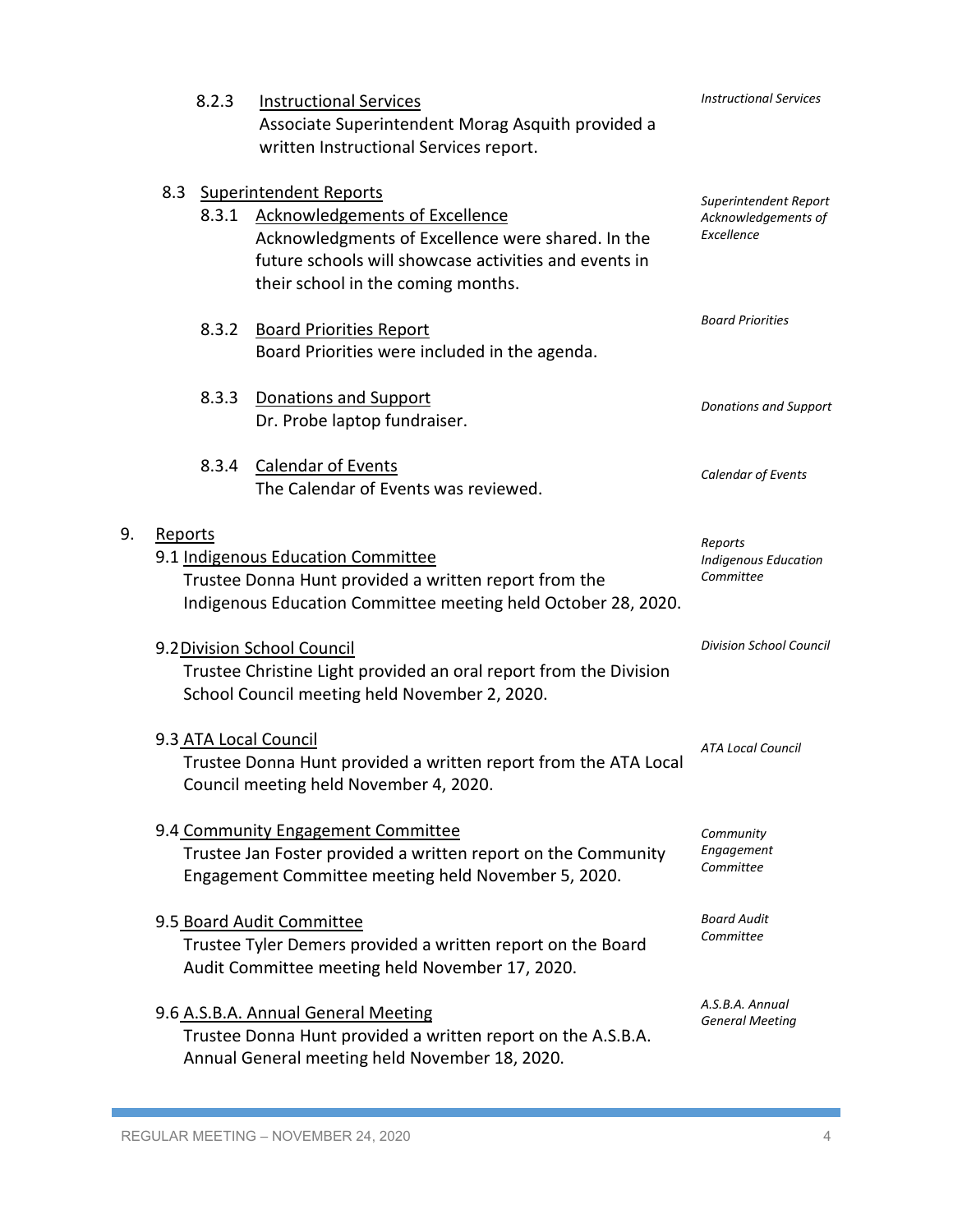8.2.3 Instructional Services
Associate Superintendent Morag Asquith provided a written Instructional Services report.

*Instructional Services*

8.3 Superintendent Reports

8.3.1 Acknowledgements of Excellence
Acknowledgments of Excellence were shared. In the future schools will showcase activities and events in their school in the coming months.

*Superintendent Report Acknowledgements of Excellence*

8.3.2 Board Priorities Report
Board Priorities were included in the agenda.

*Board Priorities*

8.3.3 Donations and Support
Dr. Probe laptop fundraiser.

*Donations and Support*

8.3.4 Calendar of Events
The Calendar of Events was reviewed.

*Calendar of Events*

9. Reports

9.1 Indigenous Education Committee
Trustee Donna Hunt provided a written report from the Indigenous Education Committee meeting held October 28, 2020.

*Reports Indigenous Education Committee*

9.2 Division School Council
Trustee Christine Light provided an oral report from the Division School Council meeting held November 2, 2020.

*Division School Council*

9.3 ATA Local Council
Trustee Donna Hunt provided a written report from the ATA Local Council meeting held November 4, 2020.

*ATA Local Council*

9.4 Community Engagement Committee
Trustee Jan Foster provided a written report on the Community Engagement Committee meeting held November 5, 2020.

*Community Engagement Committee*

9.5 Board Audit Committee
Trustee Tyler Demers provided a written report on the Board Audit Committee meeting held November 17, 2020.

*Board Audit Committee*

9.6 A.S.B.A. Annual General Meeting
Trustee Donna Hunt provided a written report on the A.S.B.A. Annual General meeting held November 18, 2020.

*A.S.B.A. Annual General Meeting*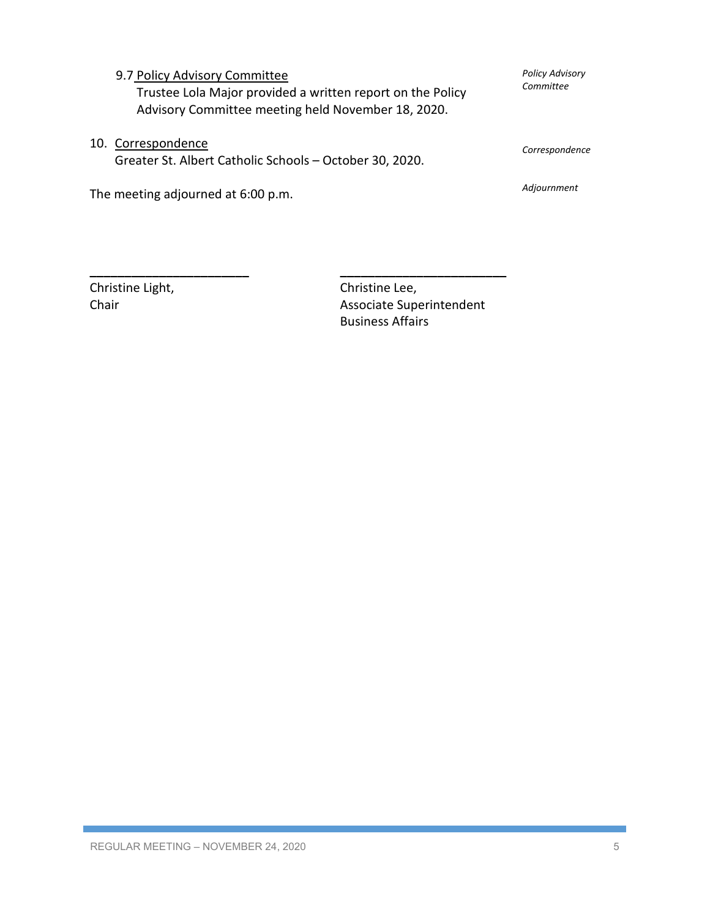9.7 <u>Policy Advisory Committee</u>

*Policy Advisory Committee*

Trustee Lola Major provided a written report on the Policy Advisory Committee meeting held November 18, 2020.

10. <u>Correspondence</u>

*Correspondence*

Greater St. Albert Catholic Schools – October 30, 2020.

*Adjournment*

The meeting adjourned at 6:00 p.m.

\_\_\_\_\_\_\_\_\_\_\_\_\_\_\_\_\_\_\_\_\_\_\_\_

Christine Light,
Chair

\_\_\_\_\_\_\_\_\_\_\_\_\_\_\_\_\_\_\_\_\_\_\_\_

Christine Lee,
Associate Superintendent
Business Affairs